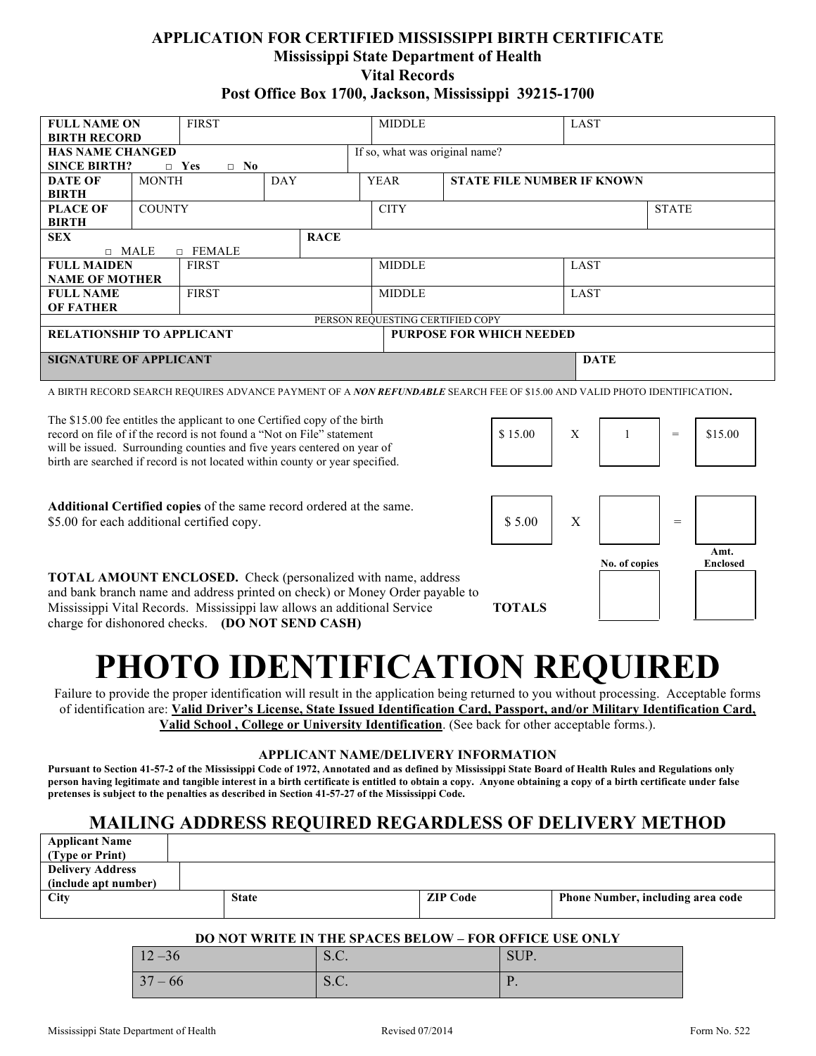# APPLICATION FOR CERTIFIED MISSISSIPPI BIRTH CERTIFICATE

**Mississippi State Department of Health**
**Vital Records**
**Post Office Box 1700, Jackson, Mississippi 39215-1700**

| **FULL NAME ON BIRTH RECORD** | FIRST | | MIDDLE | LAST |
|---|---|---|---|---|
| **HAS NAME CHANGED SINCE BIRTH?** □ **Yes** □ **No** | | If so, what was original name? | | |
| **DATE OF BIRTH** | MONTH | DAY | YEAR | **STATE FILE NUMBER IF KNOWN** |
| **PLACE OF BIRTH** | COUNTY | | CITY | STATE |
| **SEX** □ MALE □ FEMALE | | **RACE** | | |
| **FULL MAIDEN NAME OF MOTHER** | FIRST | | MIDDLE | LAST |
| **FULL NAME OF FATHER** | FIRST | | MIDDLE | LAST |

PERSON REQUESTING CERTIFIED COPY

| **RELATIONSHIP TO APPLICANT** | **PURPOSE FOR WHICH NEEDED** |
|---|---|
| **SIGNATURE OF APPLICANT** | **DATE** |

A BIRTH RECORD SEARCH REQUIRES ADVANCE PAYMENT OF A ***NON REFUNDABLE*** SEARCH FEE OF $15.00 AND VALID PHOTO IDENTIFICATION.

The $15.00 fee entitles the applicant to one Certified copy of the birth record on file of if the record is not found a "Not on File" statement will be issued. Surrounding counties and five years centered on year of birth are searched if record is not located within county or year specified.

| | Fee | | No. of copies | | Amt. Enclosed |
|---|---|---|---|---|---|
| Search fee | $ 15.00 | X | 1 | = | $15.00 |
| Additional copies | $ 5.00 | X | | = | |
| **TOTALS** | | | | | |

**Additional Certified copies** of the same record ordered at the same. $5.00 for each additional certified copy.

**TOTAL AMOUNT ENCLOSED.** Check (personalized with name, address and bank branch name and address printed on check) or Money Order payable to Mississippi Vital Records. Mississippi law allows an additional Service charge for dishonored checks. **(DO NOT SEND CASH)**

# PHOTO IDENTIFICATION REQUIRED

Failure to provide the proper identification will result in the application being returned to you without processing. Acceptable forms of identification are: **Valid Driver's License, State Issued Identification Card, Passport, and/or Military Identification Card, Valid School , College or University Identification**. (See back for other acceptable forms.).

### APPLICANT NAME/DELIVERY INFORMATION

**Pursuant to Section 41-57-2 of the Mississippi Code of 1972, Annotated and as defined by Mississippi State Board of Health Rules and Regulations only person having legitimate and tangible interest in a birth certificate is entitled to obtain a copy. Anyone obtaining a copy of a birth certificate under false pretenses is subject to the penalties as described in Section 41-57-27 of the Mississippi Code.**

## MAILING ADDRESS REQUIRED REGARDLESS OF DELIVERY METHOD

| **Applicant Name (Type or Print)** | | | |
|---|---|---|---|
| **Delivery Address (include apt number)** | | | |
| **City** | **State** | **ZIP Code** | **Phone Number, including area code** |

**DO NOT WRITE IN THE SPACES BELOW – FOR OFFICE USE ONLY**

| 12 –36 | S.C. | SUP. |
|---|---|---|
| 37 – 66 | S.C. | P. |

Mississippi State Department of Health — Revised 07/2014 — Form No. 522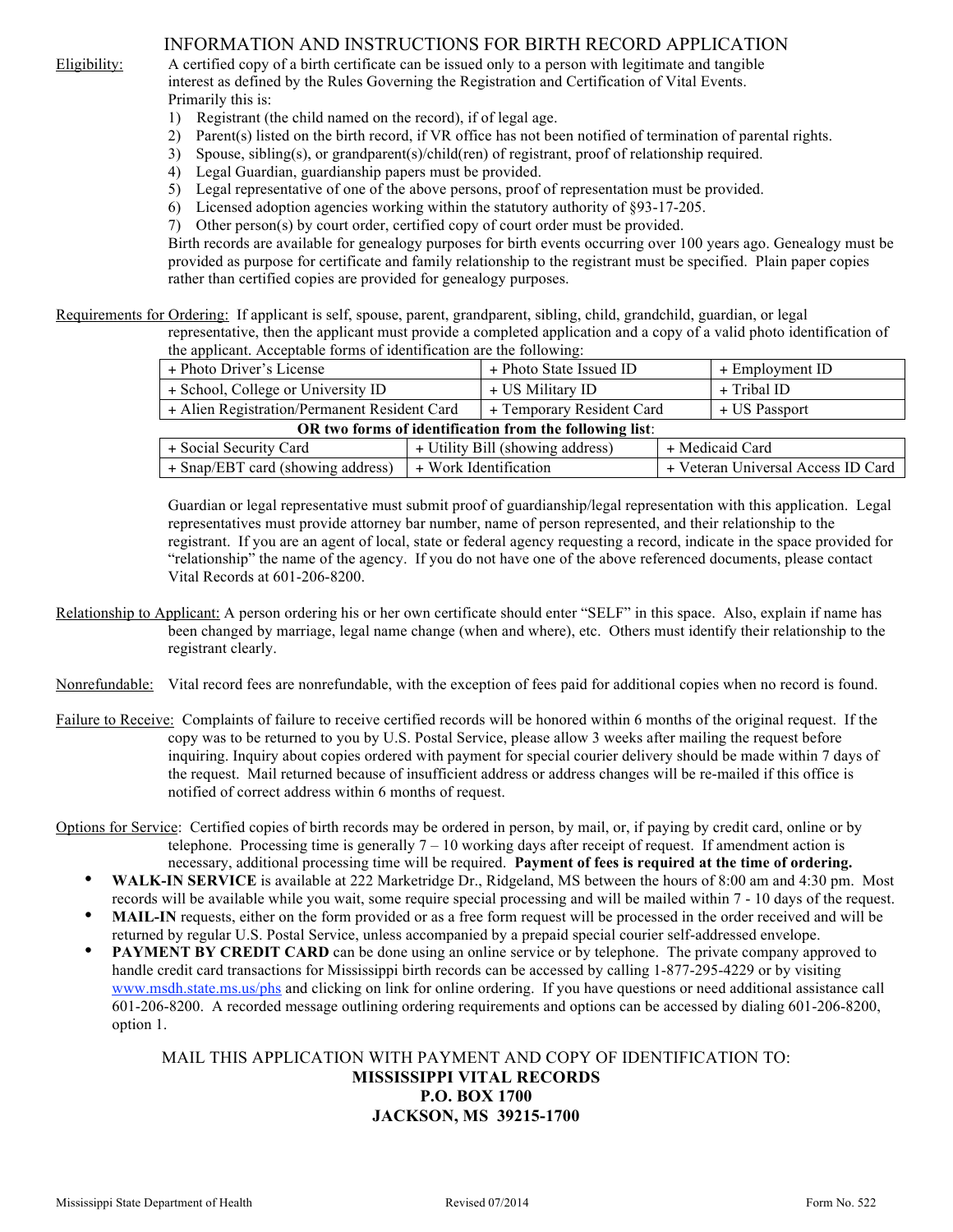# INFORMATION AND INSTRUCTIONS FOR BIRTH RECORD APPLICATION

Eligibility: A certified copy of a birth certificate can be issued only to a person with legitimate and tangible interest as defined by the Rules Governing the Registration and Certification of Vital Events. Primarily this is:

1) Registrant (the child named on the record), if of legal age.
2) Parent(s) listed on the birth record, if VR office has not been notified of termination of parental rights.
3) Spouse, sibling(s), or grandparent(s)/child(ren) of registrant, proof of relationship required.
4) Legal Guardian, guardianship papers must be provided.
5) Legal representative of one of the above persons, proof of representation must be provided.
6) Licensed adoption agencies working within the statutory authority of §93-17-205.
7) Other person(s) by court order, certified copy of court order must be provided.

Birth records are available for genealogy purposes for birth events occurring over 100 years ago. Genealogy must be provided as purpose for certificate and family relationship to the registrant must be specified. Plain paper copies rather than certified copies are provided for genealogy purposes.

Requirements for Ordering: If applicant is self, spouse, parent, grandparent, sibling, child, grandchild, guardian, or legal representative, then the applicant must provide a completed application and a copy of a valid photo identification of the applicant. Acceptable forms of identification are the following:

| | | |
|---|---|---|
| + Photo Driver's License | + Photo State Issued ID | + Employment ID |
| + School, College or University ID | + US Military ID | + Tribal ID |
| + Alien Registration/Permanent Resident Card | + Temporary Resident Card | + US Passport |

**OR two forms of identification from the following list**:

| | | |
|---|---|---|
| + Social Security Card | + Utility Bill (showing address) | + Medicaid Card |
| + Snap/EBT card (showing address) | + Work Identification | + Veteran Universal Access ID Card |

Guardian or legal representative must submit proof of guardianship/legal representation with this application. Legal representatives must provide attorney bar number, name of person represented, and their relationship to the registrant. If you are an agent of local, state or federal agency requesting a record, indicate in the space provided for "relationship" the name of the agency. If you do not have one of the above referenced documents, please contact Vital Records at 601-206-8200.

Relationship to Applicant: A person ordering his or her own certificate should enter "SELF" in this space. Also, explain if name has been changed by marriage, legal name change (when and where), etc. Others must identify their relationship to the registrant clearly.

Nonrefundable: Vital record fees are nonrefundable, with the exception of fees paid for additional copies when no record is found.

Failure to Receive: Complaints of failure to receive certified records will be honored within 6 months of the original request. If the copy was to be returned to you by U.S. Postal Service, please allow 3 weeks after mailing the request before inquiring. Inquiry about copies ordered with payment for special courier delivery should be made within 7 days of the request. Mail returned because of insufficient address or address changes will be re-mailed if this office is notified of correct address within 6 months of request.

Options for Service: Certified copies of birth records may be ordered in person, by mail, or, if paying by credit card, online or by telephone. Processing time is generally 7 – 10 working days after receipt of request. If amendment action is necessary, additional processing time will be required. **Payment of fees is required at the time of ordering.**

- **WALK-IN SERVICE** is available at 222 Marketridge Dr., Ridgeland, MS between the hours of 8:00 am and 4:30 pm. Most records will be available while you wait, some require special processing and will be mailed within 7 - 10 days of the request.
- **MAIL-IN** requests, either on the form provided or as a free form request will be processed in the order received and will be returned by regular U.S. Postal Service, unless accompanied by a prepaid special courier self-addressed envelope.
- **PAYMENT BY CREDIT CARD** can be done using an online service or by telephone. The private company approved to handle credit card transactions for Mississippi birth records can be accessed by calling 1-877-295-4229 or by visiting www.msdh.state.ms.us/phs and clicking on link for online ordering. If you have questions or need additional assistance call 601-206-8200. A recorded message outlining ordering requirements and options can be accessed by dialing 601-206-8200, option 1.

MAIL THIS APPLICATION WITH PAYMENT AND COPY OF IDENTIFICATION TO:

**MISSISSIPPI VITAL RECORDS**
**P.O. BOX 1700**
**JACKSON, MS 39215-1700**

Mississippi State Department of Health | Revised 07/2014 | Form No. 522